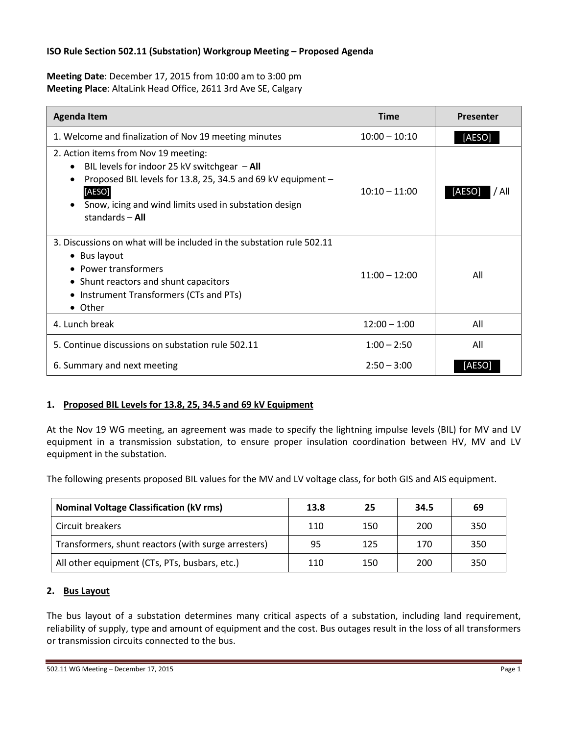**ISO Rule Section 502.11 (Substation) Workgroup Meeting – Proposed Agenda**

**Meeting Date**: December 17, 2015 from 10:00 am to 3:00 pm
**Meeting Place**: AltaLink Head Office, 2611 3rd Ave SE, Calgary

| Agenda Item | Time | Presenter |
|---|---|---|
| 1. Welcome and finalization of Nov 19 meeting minutes | 10:00 – 10:10 | [AESO] |
| 2. Action items from Nov 19 meeting:<br>• BIL levels for indoor 25 kV switchgear – **All**<br>• Proposed BIL levels for 13.8, 25, 34.5 and 69 kV equipment – [AESO]<br>• Snow, icing and wind limits used in substation design standards – **All** | 10:10 – 11:00 | [AESO] / All |
| 3. Discussions on what will be included in the substation rule 502.11<br>• Bus layout<br>• Power transformers<br>• Shunt reactors and shunt capacitors<br>• Instrument Transformers (CTs and PTs)<br>• Other | 11:00 – 12:00 | All |
| 4. Lunch break | 12:00 – 1:00 | All |
| 5. Continue discussions on substation rule 502.11 | 1:00 – 2:50 | All |
| 6. Summary and next meeting | 2:50 – 3:00 | [AESO] |

## 1. Proposed BIL Levels for 13.8, 25, 34.5 and 69 kV Equipment

At the Nov 19 WG meeting, an agreement was made to specify the lightning impulse levels (BIL) for MV and LV equipment in a transmission substation, to ensure proper insulation coordination between HV, MV and LV equipment in the substation.

The following presents proposed BIL values for the MV and LV voltage class, for both GIS and AIS equipment.

| Nominal Voltage Classification (kV rms) | 13.8 | 25 | 34.5 | 69 |
|---|---|---|---|---|
| Circuit breakers | 110 | 150 | 200 | 350 |
| Transformers, shunt reactors (with surge arresters) | 95 | 125 | 170 | 350 |
| All other equipment (CTs, PTs, busbars, etc.) | 110 | 150 | 200 | 350 |

## 2. Bus Layout

The bus layout of a substation determines many critical aspects of a substation, including land requirement, reliability of supply, type and amount of equipment and the cost. Bus outages result in the loss of all transformers or transmission circuits connected to the bus.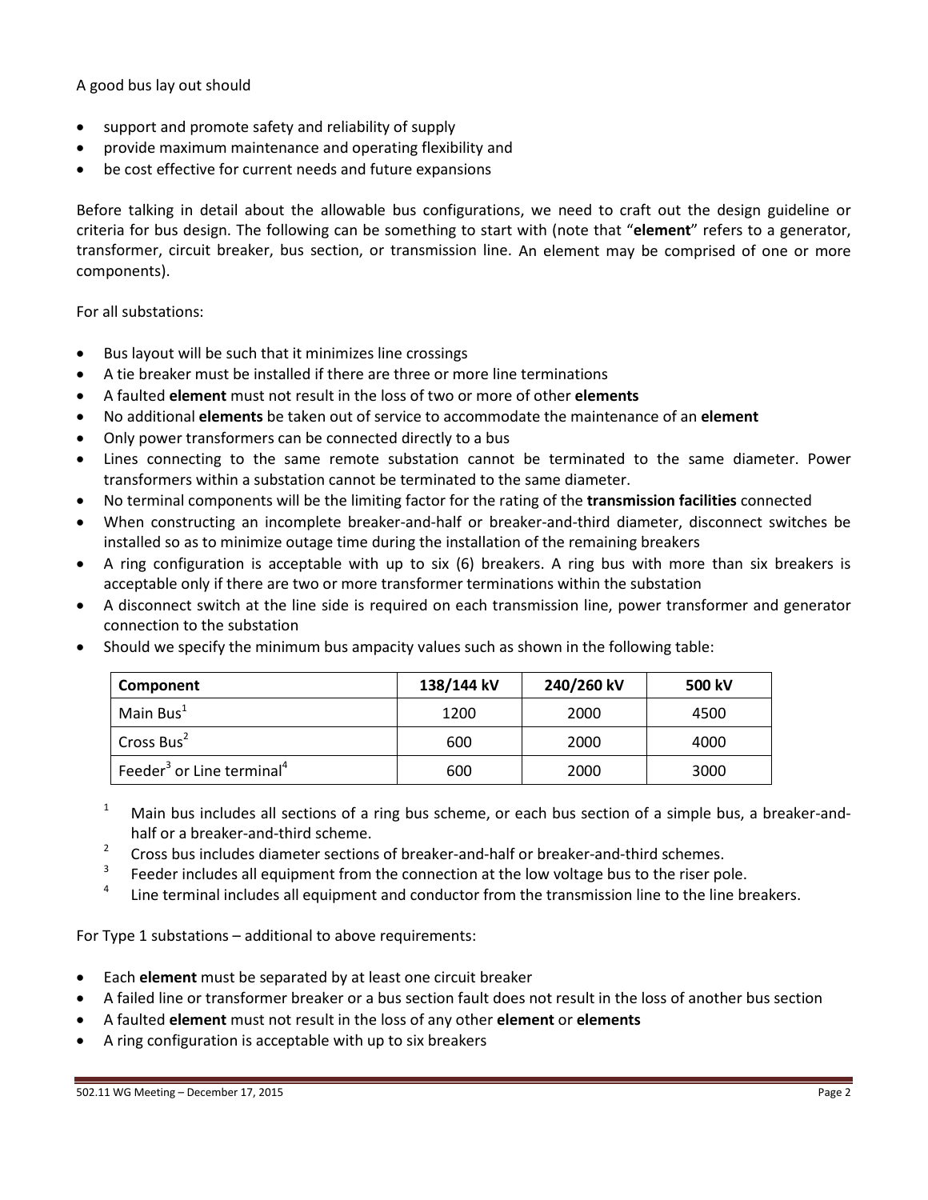A good bus lay out should

- support and promote safety and reliability of supply
- provide maximum maintenance and operating flexibility and
- be cost effective for current needs and future expansions

Before talking in detail about the allowable bus configurations, we need to craft out the design guideline or criteria for bus design. The following can be something to start with (note that "**element**" refers to a generator, transformer, circuit breaker, bus section, or transmission line. An element may be comprised of one or more components).

For all substations:

- Bus layout will be such that it minimizes line crossings
- A tie breaker must be installed if there are three or more line terminations
- A faulted **element** must not result in the loss of two or more of other **elements**
- No additional **elements** be taken out of service to accommodate the maintenance of an **element**
- Only power transformers can be connected directly to a bus
- Lines connecting to the same remote substation cannot be terminated to the same diameter. Power transformers within a substation cannot be terminated to the same diameter.
- No terminal components will be the limiting factor for the rating of the **transmission facilities** connected
- When constructing an incomplete breaker-and-half or breaker-and-third diameter, disconnect switches be installed so as to minimize outage time during the installation of the remaining breakers
- A ring configuration is acceptable with up to six (6) breakers. A ring bus with more than six breakers is acceptable only if there are two or more transformer terminations within the substation
- A disconnect switch at the line side is required on each transmission line, power transformer and generator connection to the substation
- Should we specify the minimum bus ampacity values such as shown in the following table:

| Component | 138/144 kV | 240/260 kV | 500 kV |
|---|---|---|---|
| Main Bus[1] | 1200 | 2000 | 4500 |
| Cross Bus[2] | 600 | 2000 | 4000 |
| Feeder[3] or Line terminal[4] | 600 | 2000 | 3000 |

[1] Main bus includes all sections of a ring bus scheme, or each bus section of a simple bus, a breaker-and-half or a breaker-and-third scheme.

[2] Cross bus includes diameter sections of breaker-and-half or breaker-and-third schemes.

[3] Feeder includes all equipment from the connection at the low voltage bus to the riser pole.

[4] Line terminal includes all equipment and conductor from the transmission line to the line breakers.

For Type 1 substations – additional to above requirements:

- Each **element** must be separated by at least one circuit breaker
- A failed line or transformer breaker or a bus section fault does not result in the loss of another bus section
- A faulted **element** must not result in the loss of any other **element** or **elements**
- A ring configuration is acceptable with up to six breakers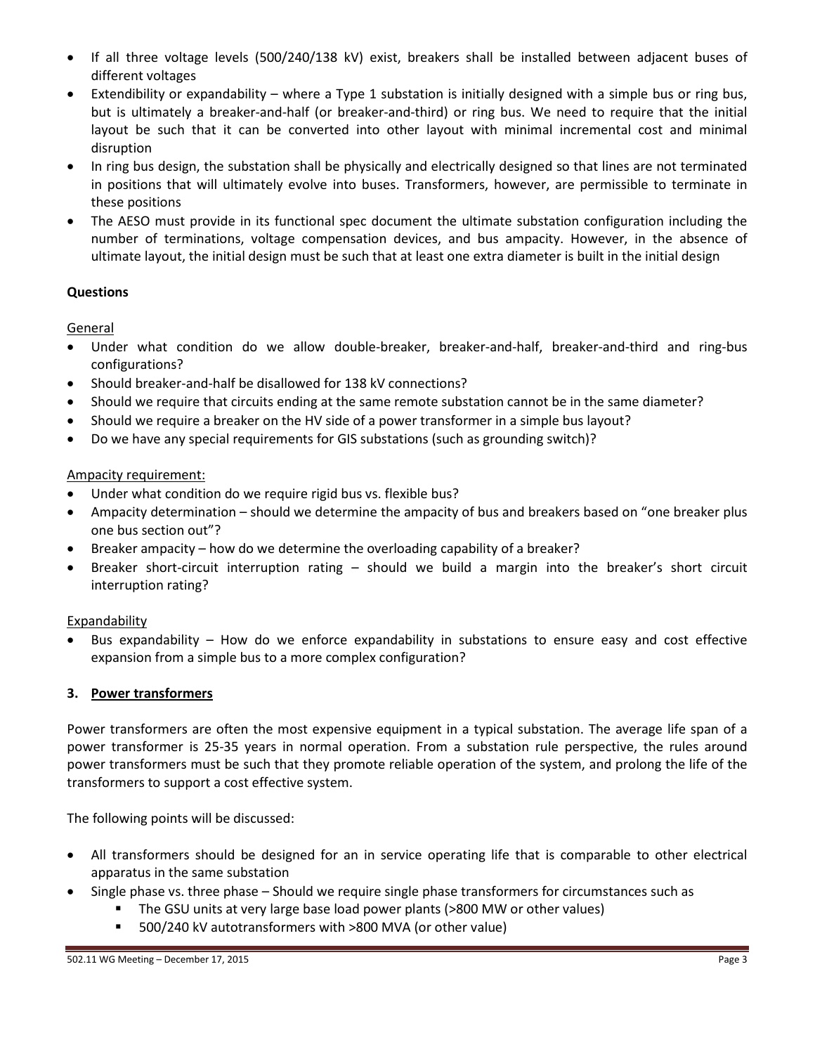- If all three voltage levels (500/240/138 kV) exist, breakers shall be installed between adjacent buses of different voltages
- Extendibility or expandability – where a Type 1 substation is initially designed with a simple bus or ring bus, but is ultimately a breaker-and-half (or breaker-and-third) or ring bus. We need to require that the initial layout be such that it can be converted into other layout with minimal incremental cost and minimal disruption
- In ring bus design, the substation shall be physically and electrically designed so that lines are not terminated in positions that will ultimately evolve into buses. Transformers, however, are permissible to terminate in these positions
- The AESO must provide in its functional spec document the ultimate substation configuration including the number of terminations, voltage compensation devices, and bus ampacity. However, in the absence of ultimate layout, the initial design must be such that at least one extra diameter is built in the initial design

**Questions**

General

- Under what condition do we allow double-breaker, breaker-and-half, breaker-and-third and ring-bus configurations?
- Should breaker-and-half be disallowed for 138 kV connections?
- Should we require that circuits ending at the same remote substation cannot be in the same diameter?
- Should we require a breaker on the HV side of a power transformer in a simple bus layout?
- Do we have any special requirements for GIS substations (such as grounding switch)?

Ampacity requirement:

- Under what condition do we require rigid bus vs. flexible bus?
- Ampacity determination – should we determine the ampacity of bus and breakers based on "one breaker plus one bus section out"?
- Breaker ampacity – how do we determine the overloading capability of a breaker?
- Breaker short-circuit interruption rating – should we build a margin into the breaker's short circuit interruption rating?

Expandability

- Bus expandability – How do we enforce expandability in substations to ensure easy and cost effective expansion from a simple bus to a more complex configuration?

## 3. Power transformers

Power transformers are often the most expensive equipment in a typical substation. The average life span of a power transformer is 25-35 years in normal operation. From a substation rule perspective, the rules around power transformers must be such that they promote reliable operation of the system, and prolong the life of the transformers to support a cost effective system.

The following points will be discussed:

- All transformers should be designed for an in service operating life that is comparable to other electrical apparatus in the same substation
- Single phase vs. three phase – Should we require single phase transformers for circumstances such as
  - The GSU units at very large base load power plants (>800 MW or other values)
  - 500/240 kV autotransformers with >800 MVA (or other value)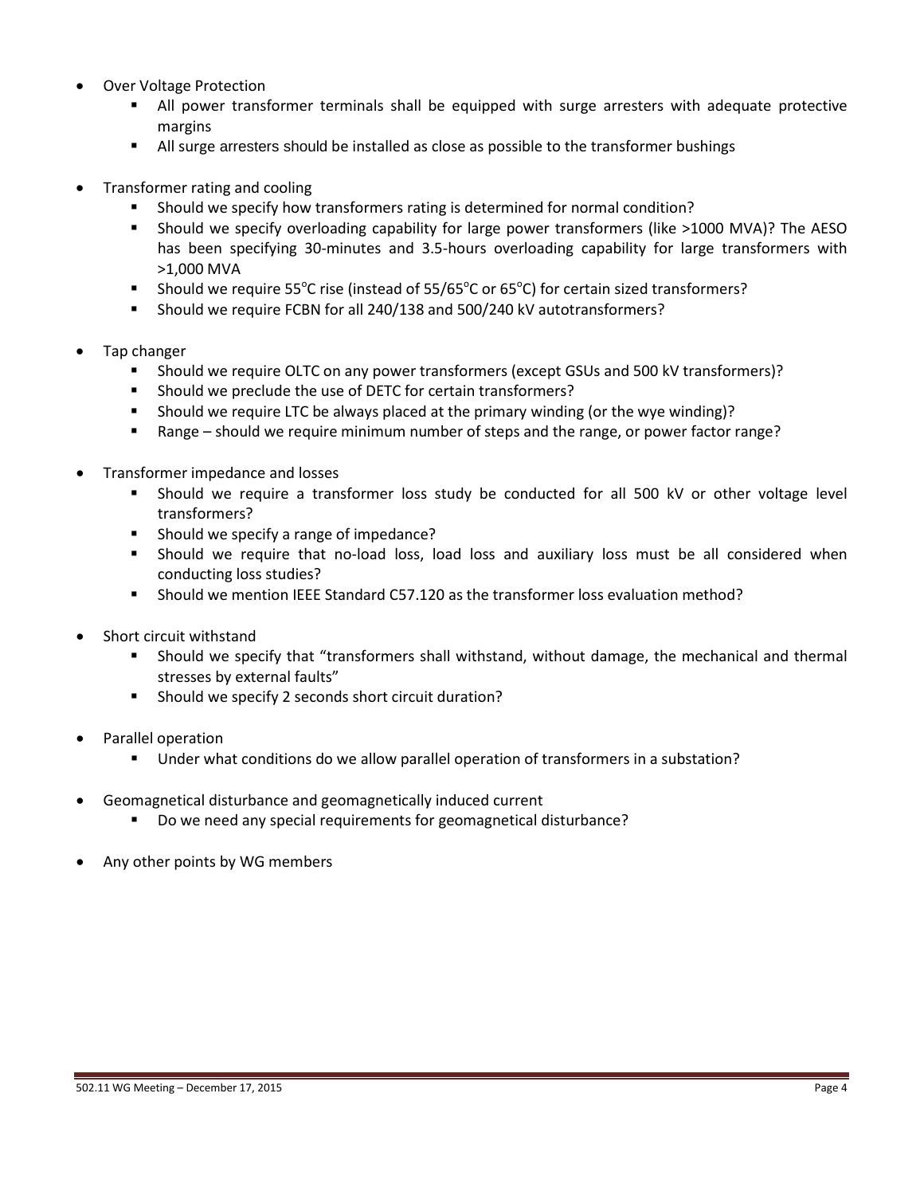- Over Voltage Protection
  - All power transformer terminals shall be equipped with surge arresters with adequate protective margins
  - All surge arresters should be installed as close as possible to the transformer bushings

- Transformer rating and cooling
  - Should we specify how transformers rating is determined for normal condition?
  - Should we specify overloading capability for large power transformers (like >1000 MVA)? The AESO has been specifying 30-minutes and 3.5-hours overloading capability for large transformers with >1,000 MVA
  - Should we require 55°C rise (instead of 55/65°C or 65°C) for certain sized transformers?
  - Should we require FCBN for all 240/138 and 500/240 kV autotransformers?

- Tap changer
  - Should we require OLTC on any power transformers (except GSUs and 500 kV transformers)?
  - Should we preclude the use of DETC for certain transformers?
  - Should we require LTC be always placed at the primary winding (or the wye winding)?
  - Range – should we require minimum number of steps and the range, or power factor range?

- Transformer impedance and losses
  - Should we require a transformer loss study be conducted for all 500 kV or other voltage level transformers?
  - Should we specify a range of impedance?
  - Should we require that no-load loss, load loss and auxiliary loss must be all considered when conducting loss studies?
  - Should we mention IEEE Standard C57.120 as the transformer loss evaluation method?

- Short circuit withstand
  - Should we specify that "transformers shall withstand, without damage, the mechanical and thermal stresses by external faults"
  - Should we specify 2 seconds short circuit duration?

- Parallel operation
  - Under what conditions do we allow parallel operation of transformers in a substation?

- Geomagnetical disturbance and geomagnetically induced current
  - Do we need any special requirements for geomagnetical disturbance?

- Any other points by WG members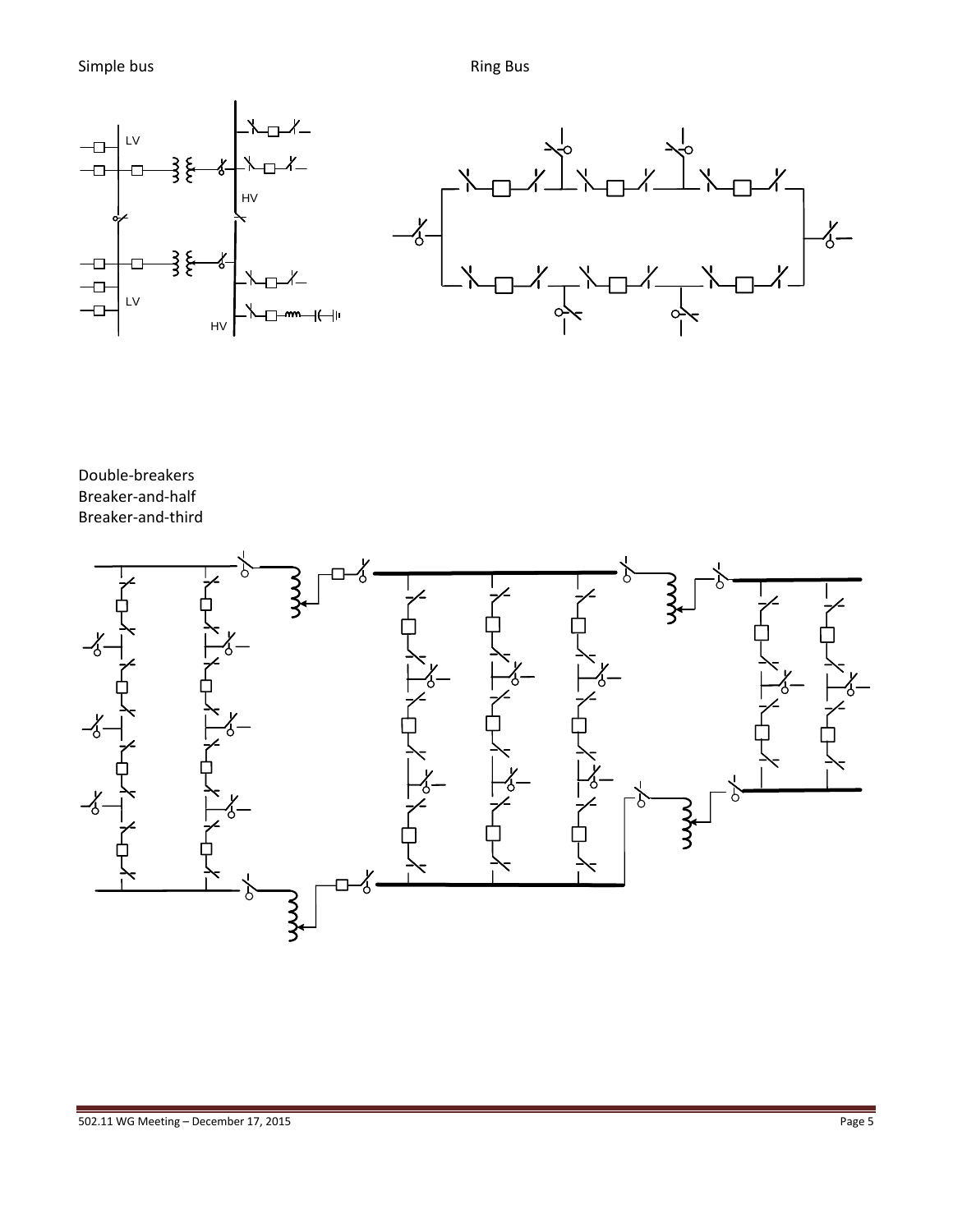Simple bus

LV

HV

LV

HV

Ring Bus

Double-breakers
Breaker-and-half
Breaker-and-third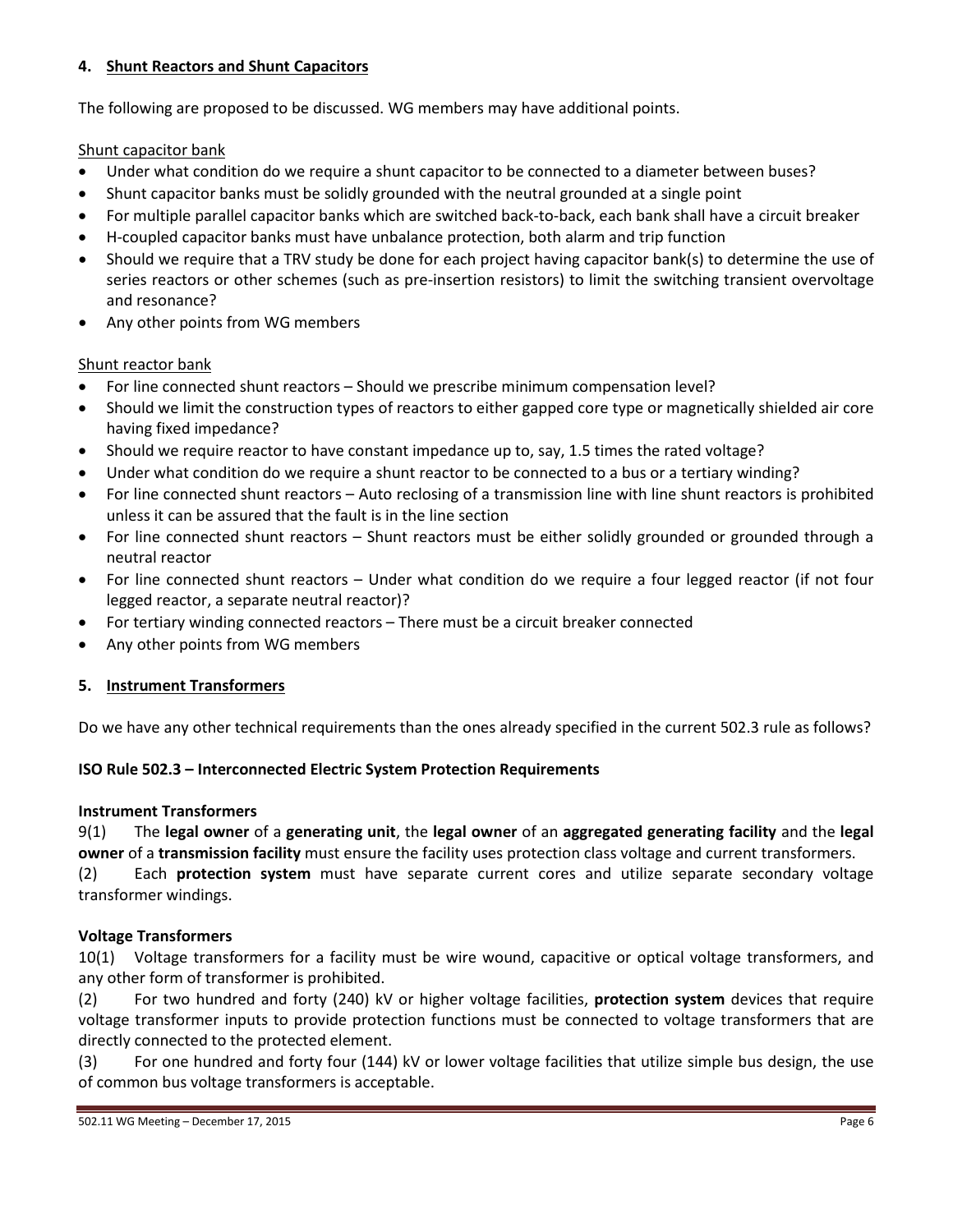## 4. Shunt Reactors and Shunt Capacitors

The following are proposed to be discussed. WG members may have additional points.

Shunt capacitor bank

- Under what condition do we require a shunt capacitor to be connected to a diameter between buses?
- Shunt capacitor banks must be solidly grounded with the neutral grounded at a single point
- For multiple parallel capacitor banks which are switched back-to-back, each bank shall have a circuit breaker
- H-coupled capacitor banks must have unbalance protection, both alarm and trip function
- Should we require that a TRV study be done for each project having capacitor bank(s) to determine the use of series reactors or other schemes (such as pre-insertion resistors) to limit the switching transient overvoltage and resonance?
- Any other points from WG members

Shunt reactor bank

- For line connected shunt reactors – Should we prescribe minimum compensation level?
- Should we limit the construction types of reactors to either gapped core type or magnetically shielded air core having fixed impedance?
- Should we require reactor to have constant impedance up to, say, 1.5 times the rated voltage?
- Under what condition do we require a shunt reactor to be connected to a bus or a tertiary winding?
- For line connected shunt reactors – Auto reclosing of a transmission line with line shunt reactors is prohibited unless it can be assured that the fault is in the line section
- For line connected shunt reactors – Shunt reactors must be either solidly grounded or grounded through a neutral reactor
- For line connected shunt reactors – Under what condition do we require a four legged reactor (if not four legged reactor, a separate neutral reactor)?
- For tertiary winding connected reactors – There must be a circuit breaker connected
- Any other points from WG members

## 5. Instrument Transformers

Do we have any other technical requirements than the ones already specified in the current 502.3 rule as follows?

### ISO Rule 502.3 – Interconnected Electric System Protection Requirements

**Instrument Transformers**

9(1) The **legal owner** of a **generating unit**, the **legal owner** of an **aggregated generating facility** and the **legal owner** of a **transmission facility** must ensure the facility uses protection class voltage and current transformers.

(2) Each **protection system** must have separate current cores and utilize separate secondary voltage transformer windings.

**Voltage Transformers**

10(1) Voltage transformers for a facility must be wire wound, capacitive or optical voltage transformers, and any other form of transformer is prohibited.

(2) For two hundred and forty (240) kV or higher voltage facilities, **protection system** devices that require voltage transformer inputs to provide protection functions must be connected to voltage transformers that are directly connected to the protected element.

(3) For one hundred and forty four (144) kV or lower voltage facilities that utilize simple bus design, the use of common bus voltage transformers is acceptable.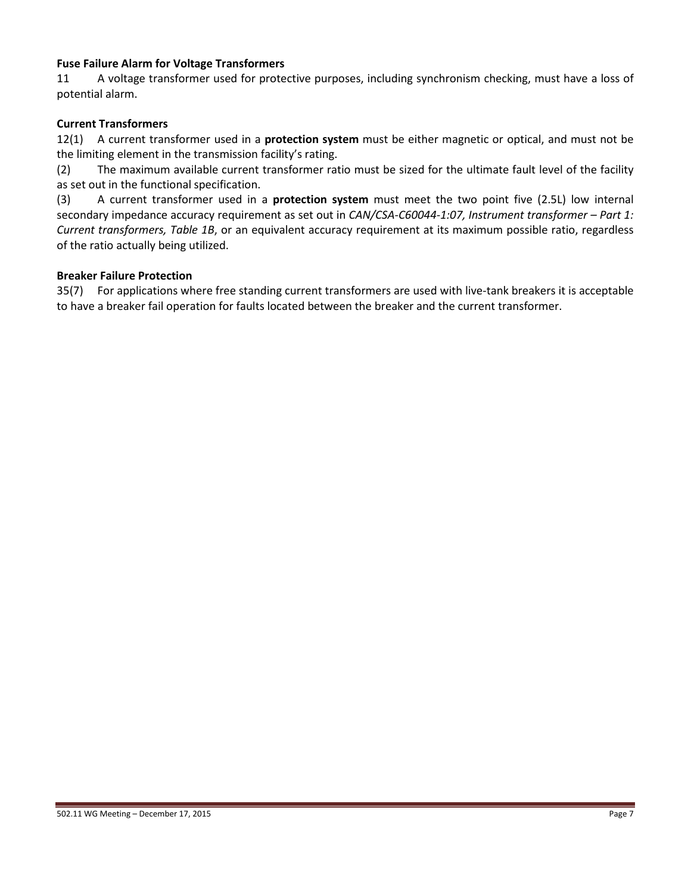**Fuse Failure Alarm for Voltage Transformers**

11 A voltage transformer used for protective purposes, including synchronism checking, must have a loss of potential alarm.

**Current Transformers**

12(1) A current transformer used in a **protection system** must be either magnetic or optical, and must not be the limiting element in the transmission facility's rating.

(2) The maximum available current transformer ratio must be sized for the ultimate fault level of the facility as set out in the functional specification.

(3) A current transformer used in a **protection system** must meet the two point five (2.5L) low internal secondary impedance accuracy requirement as set out in *CAN/CSA-C60044-1:07, Instrument transformer – Part 1: Current transformers, Table 1B*, or an equivalent accuracy requirement at its maximum possible ratio, regardless of the ratio actually being utilized.

**Breaker Failure Protection**

35(7) For applications where free standing current transformers are used with live-tank breakers it is acceptable to have a breaker fail operation for faults located between the breaker and the current transformer.